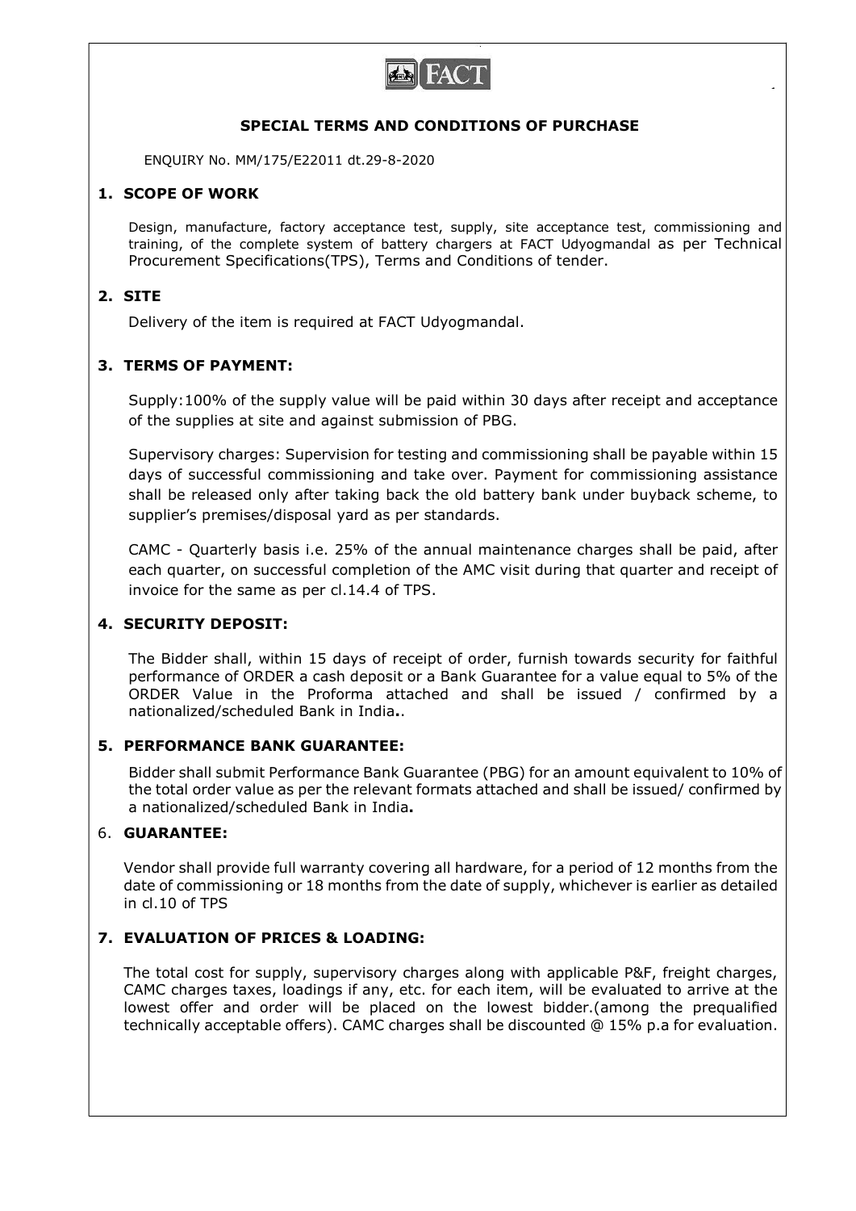FACT

## SPECIAL TERMS AND CONDITIONS OF PURCHASE

ENQUIRY No. MM/175/E22011 dt.29-8-2020

### 1. SCOPE OF WORK

Design, manufacture, factory acceptance test, supply, site acceptance test, commissioning and training, of the complete system of battery chargers at FACT Udyogmandal as per Technical Procurement Specifications(TPS), Terms and Conditions of tender.

### 2. SITE

Delivery of the item is required at FACT Udyogmandal.

### 3. TERMS OF PAYMENT:

Supply:100% of the supply value will be paid within 30 days after receipt and acceptance of the supplies at site and against submission of PBG.

Supervisory charges: Supervision for testing and commissioning shall be payable within 15 days of successful commissioning and take over. Payment for commissioning assistance shall be released only after taking back the old battery bank under buyback scheme, to supplier's premises/disposal yard as per standards.

CAMC - Quarterly basis i.e. 25% of the annual maintenance charges shall be paid, after each quarter, on successful completion of the AMC visit during that quarter and receipt of invoice for the same as per cl.14.4 of TPS.

### 4. SECURITY DEPOSIT:

The Bidder shall, within 15 days of receipt of order, furnish towards security for faithful performance of ORDER a cash deposit or a Bank Guarantee for a value equal to 5% of the ORDER Value in the Proforma attached and shall be issued / confirmed by a nationalized/scheduled Bank in India**.**.

### 5. PERFORMANCE BANK GUARANTEE:

Bidder shall submit Performance Bank Guarantee (PBG) for an amount equivalent to 10% of the total order value as per the relevant formats attached and shall be issued/ confirmed by a nationalized/scheduled Bank in India**.**

### 6. GUARANTEE:

Vendor shall provide full warranty covering all hardware, for a period of 12 months from the date of commissioning or 18 months from the date of supply, whichever is earlier as detailed in cl.10 of TPS

### 7. EVALUATION OF PRICES & LOADING:

The total cost for supply, supervisory charges along with applicable P&F, freight charges, CAMC charges taxes, loadings if any, etc. for each item, will be evaluated to arrive at the lowest offer and order will be placed on the lowest bidder.(among the prequalified technically acceptable offers). CAMC charges shall be discounted @ 15% p.a for evaluation.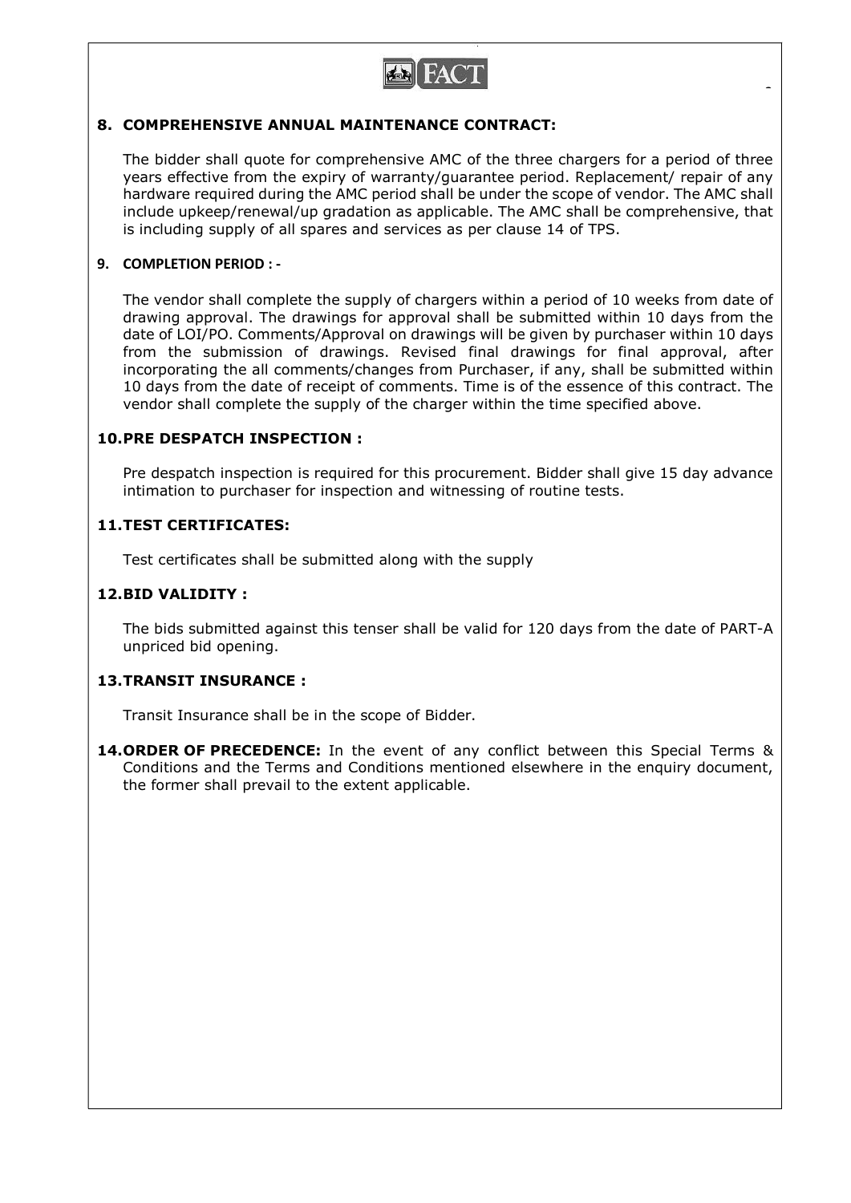## 8. COMPREHENSIVE ANNUAL MAINTENANCE CONTRACT:

The bidder shall quote for comprehensive AMC of the three chargers for a period of three years effective from the expiry of warranty/guarantee period. Replacement/ repair of any hardware required during the AMC period shall be under the scope of vendor. The AMC shall include upkeep/renewal/up gradation as applicable. The AMC shall be comprehensive, that is including supply of all spares and services as per clause 14 of TPS.

## 9. COMPLETION PERIOD : -

The vendor shall complete the supply of chargers within a period of 10 weeks from date of drawing approval. The drawings for approval shall be submitted within 10 days from the date of LOI/PO. Comments/Approval on drawings will be given by purchaser within 10 days from the submission of drawings. Revised final drawings for final approval, after incorporating the all comments/changes from Purchaser, if any, shall be submitted within 10 days from the date of receipt of comments. Time is of the essence of this contract. The vendor shall complete the supply of the charger within the time specified above.

## 10. PRE DESPATCH INSPECTION :

Pre despatch inspection is required for this procurement. Bidder shall give 15 day advance intimation to purchaser for inspection and witnessing of routine tests.

## 11. TEST CERTIFICATES:

Test certificates shall be submitted along with the supply

## 12. BID VALIDITY :

The bids submitted against this tenser shall be valid for 120 days from the date of PART-A unpriced bid opening.

## 13. TRANSIT INSURANCE :

Transit Insurance shall be in the scope of Bidder.

**14. ORDER OF PRECEDENCE:** In the event of any conflict between this Special Terms & Conditions and the Terms and Conditions mentioned elsewhere in the enquiry document, the former shall prevail to the extent applicable.